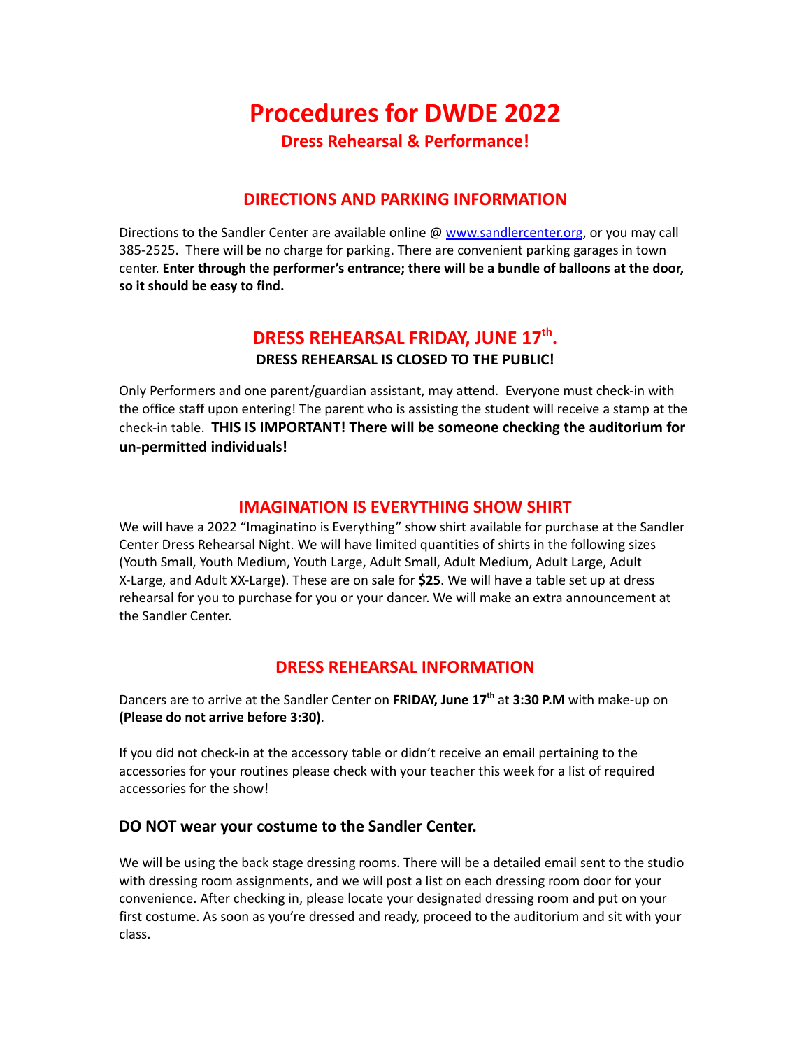# Procedures for DWDE 2022

**Dress Rehearsal & Performance!**

## DIRECTIONS AND PARKING INFORMATION

Directions to the Sandler Center are available online @ [www.sandlercenter.org](www.sandlercenter.org), or you may call 385-2525. There will be no charge for parking. There are convenient parking garages in town center. **Enter through the performer's entrance; there will be a bundle of balloons at the door, so it should be easy to find.**

## DRESS REHEARSAL FRIDAY, JUNE 17th.

**DRESS REHEARSAL IS CLOSED TO THE PUBLIC!**

Only Performers and one parent/guardian assistant, may attend. Everyone must check-in with the office staff upon entering! The parent who is assisting the student will receive a stamp at the check-in table. **THIS IS IMPORTANT! There will be someone checking the auditorium for un-permitted individuals!**

## IMAGINATION IS EVERYTHING SHOW SHIRT

We will have a 2022 "Imaginatino is Everything" show shirt available for purchase at the Sandler Center Dress Rehearsal Night. We will have limited quantities of shirts in the following sizes (Youth Small, Youth Medium, Youth Large, Adult Small, Adult Medium, Adult Large, Adult X-Large, and Adult XX-Large). These are on sale for **$25**. We will have a table set up at dress rehearsal for you to purchase for you or your dancer. We will make an extra announcement at the Sandler Center.

## DRESS REHEARSAL INFORMATION

Dancers are to arrive at the Sandler Center on **FRIDAY, June 17th** at **3:30 P.M** with make-up on **(Please do not arrive before 3:30)**.

If you did not check-in at the accessory table or didn't receive an email pertaining to the accessories for your routines please check with your teacher this week for a list of required accessories for the show!

### DO NOT wear your costume to the Sandler Center.

We will be using the back stage dressing rooms. There will be a detailed email sent to the studio with dressing room assignments, and we will post a list on each dressing room door for your convenience. After checking in, please locate your designated dressing room and put on your first costume. As soon as you're dressed and ready, proceed to the auditorium and sit with your class.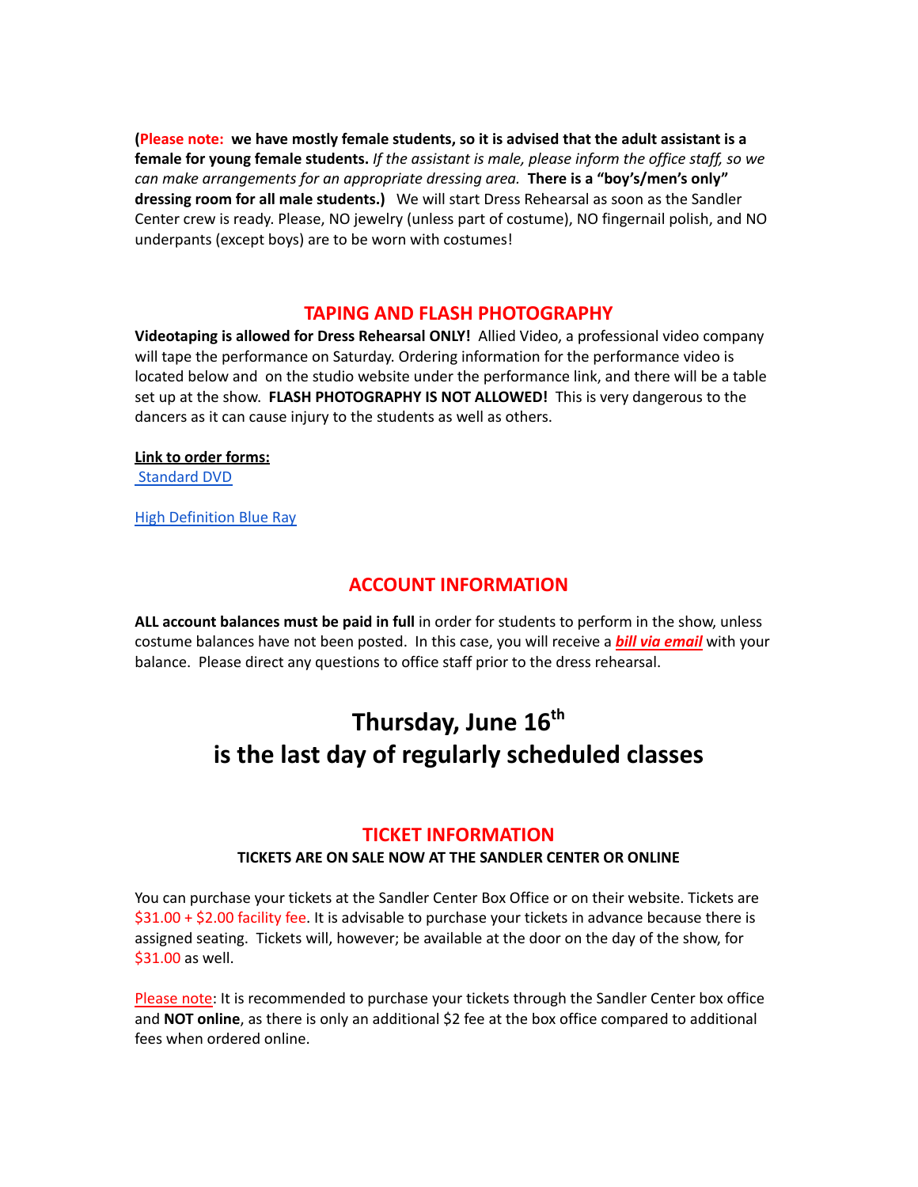(**Please note: we have mostly female students, so it is advised that the adult assistant is a female for young female students.** *If the assistant is male, please inform the office staff, so we can make arrangements for an appropriate dressing area.* **There is a "boy's/men's only" dressing room for all male students.)** We will start Dress Rehearsal as soon as the Sandler Center crew is ready. Please, NO jewelry (unless part of costume), NO fingernail polish, and NO underpants (except boys) are to be worn with costumes!

## TAPING AND FLASH PHOTOGRAPHY

**Videotaping is allowed for Dress Rehearsal ONLY!** Allied Video, a professional video company will tape the performance on Saturday. Ordering information for the performance video is located below and on the studio website under the performance link, and there will be a table set up at the show. **FLASH PHOTOGRAPHY IS NOT ALLOWED!** This is very dangerous to the dancers as it can cause injury to the students as well as others.

**Link to order forms:**

Standard DVD

High Definition Blue Ray

## ACCOUNT INFORMATION

**ALL account balances must be paid in full** in order for students to perform in the show, unless costume balances have not been posted. In this case, you will receive a ***bill via email*** with your balance. Please direct any questions to office staff prior to the dress rehearsal.

# Thursday, June 16th is the last day of regularly scheduled classes

## TICKET INFORMATION

**TICKETS ARE ON SALE NOW AT THE SANDLER CENTER OR ONLINE**

You can purchase your tickets at the Sandler Center Box Office or on their website. Tickets are $31.00 + $2.00 facility fee. It is advisable to purchase your tickets in advance because there is assigned seating. Tickets will, however; be available at the door on the day of the show, for $31.00 as well.

Please note: It is recommended to purchase your tickets through the Sandler Center box office and **NOT online**, as there is only an additional $2 fee at the box office compared to additional fees when ordered online.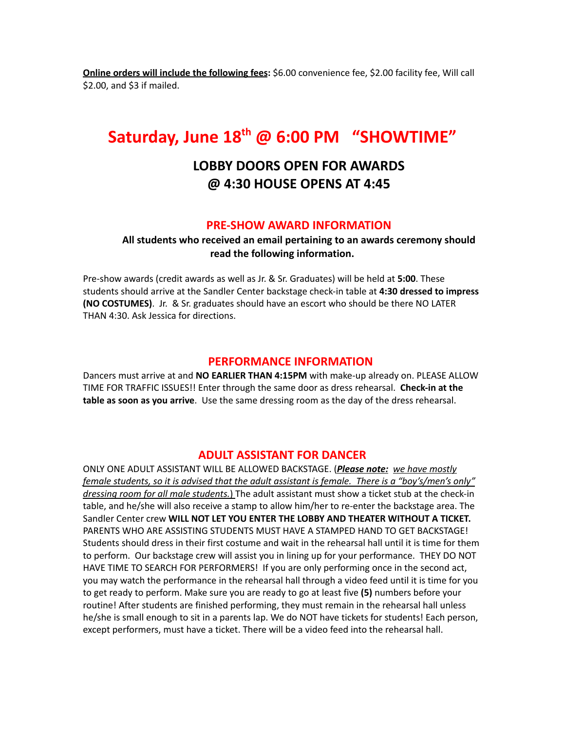**<u>Online orders will include the following fees</u>:** $6.00 convenience fee, $2.00 facility fee, Will call $2.00, and $3 if mailed.

# Saturday, June 18th @ 6:00 PM "SHOWTIME"

## LOBBY DOORS OPEN FOR AWARDS @ 4:30 HOUSE OPENS AT 4:45

### PRE-SHOW AWARD INFORMATION

**All students who received an email pertaining to an awards ceremony should read the following information.**

Pre-show awards (credit awards as well as Jr. & Sr. Graduates) will be held at **5:00**. These students should arrive at the Sandler Center backstage check-in table at **4:30 dressed to impress (NO COSTUMES)**. Jr. & Sr. graduates should have an escort who should be there NO LATER THAN 4:30. Ask Jessica for directions.

### PERFORMANCE INFORMATION

Dancers must arrive at and **NO EARLIER THAN 4:15PM** with make-up already on. PLEASE ALLOW TIME FOR TRAFFIC ISSUES!! Enter through the same door as dress rehearsal. **Check-in at the table as soon as you arrive**. Use the same dressing room as the day of the dress rehearsal.

### ADULT ASSISTANT FOR DANCER

ONLY ONE ADULT ASSISTANT WILL BE ALLOWED BACKSTAGE. (***<u>Please note:</u>*** *<u>we have mostly female students, so it is advised that the adult assistant is female. There is a "boy's/men's only" dressing room for all male students.</u>*) The adult assistant must show a ticket stub at the check-in table, and he/she will also receive a stamp to allow him/her to re-enter the backstage area. The Sandler Center crew **WILL NOT LET YOU ENTER THE LOBBY AND THEATER WITHOUT A TICKET.** PARENTS WHO ARE ASSISTING STUDENTS MUST HAVE A STAMPED HAND TO GET BACKSTAGE! Students should dress in their first costume and wait in the rehearsal hall until it is time for them to perform. Our backstage crew will assist you in lining up for your performance. THEY DO NOT HAVE TIME TO SEARCH FOR PERFORMERS! If you are only performing once in the second act, you may watch the performance in the rehearsal hall through a video feed until it is time for you to get ready to perform. Make sure you are ready to go at least five **(5)** numbers before your routine! After students are finished performing, they must remain in the rehearsal hall unless he/she is small enough to sit in a parents lap. We do NOT have tickets for students! Each person, except performers, must have a ticket. There will be a video feed into the rehearsal hall.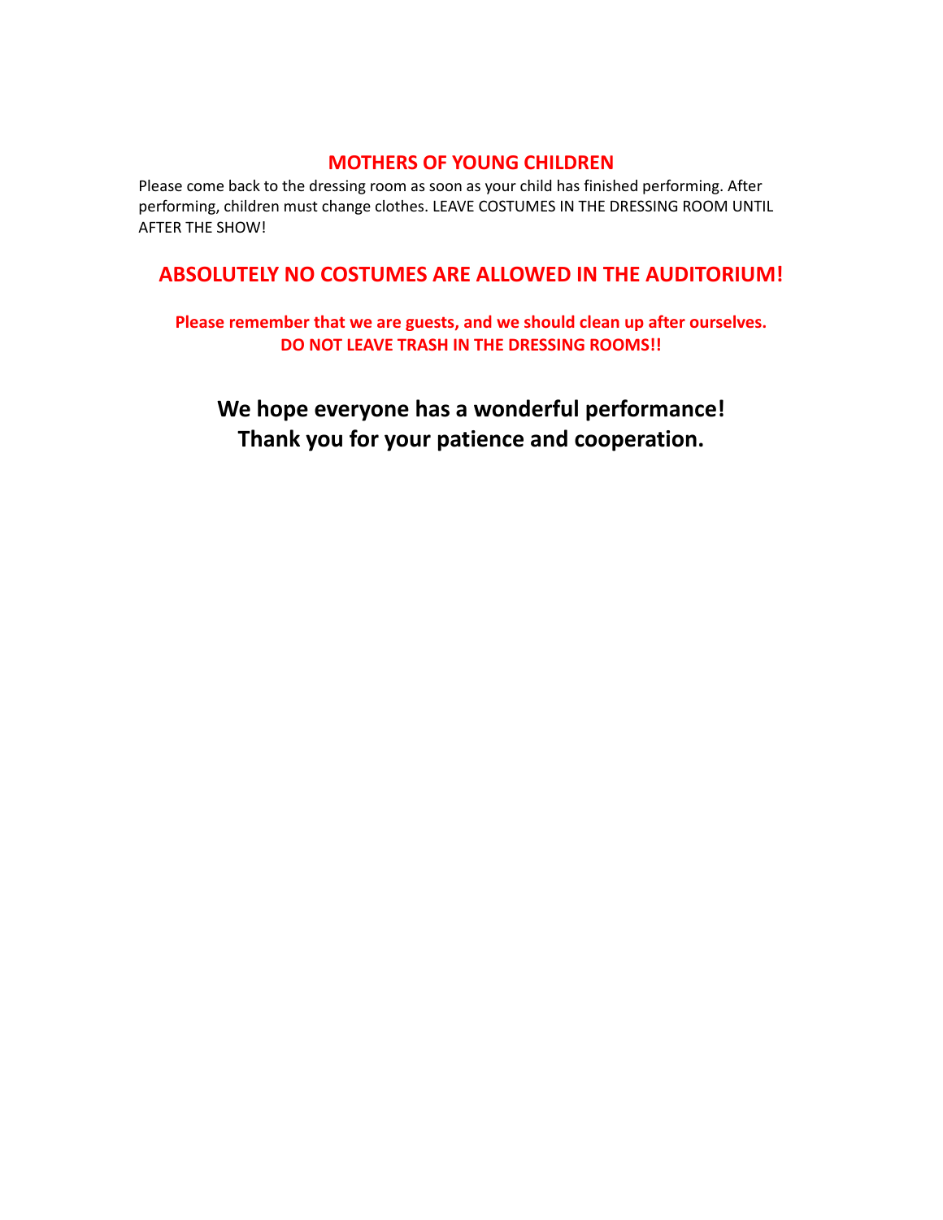## MOTHERS OF YOUNG CHILDREN

Please come back to the dressing room as soon as your child has finished performing. After performing, children must change clothes. LEAVE COSTUMES IN THE DRESSING ROOM UNTIL AFTER THE SHOW!

## ABSOLUTELY NO COSTUMES ARE ALLOWED IN THE AUDITORIUM!

**Please remember that we are guests, and we should clean up after ourselves.**
**DO NOT LEAVE TRASH IN THE DRESSING ROOMS!!**

**We hope everyone has a wonderful performance!**
**Thank you for your patience and cooperation.**